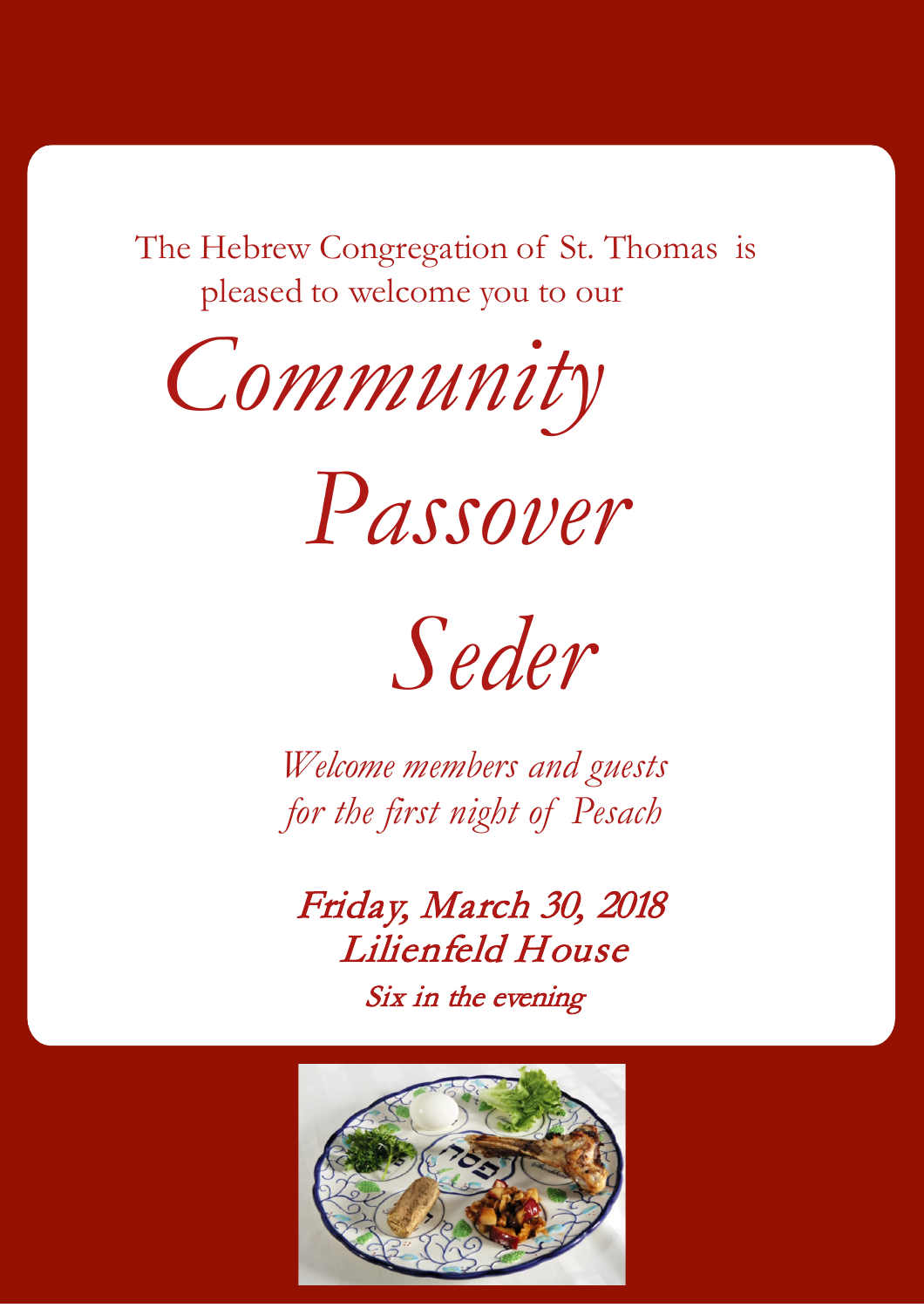The Hebrew Congregation of St. Thomas is pleased to welcome you to our

# *Community Passover Seder*

*Welcome members and guests for the first night of Pesach*

***Friday, March 30, 2018***
***Lilienfeld House***
***Six in the evening***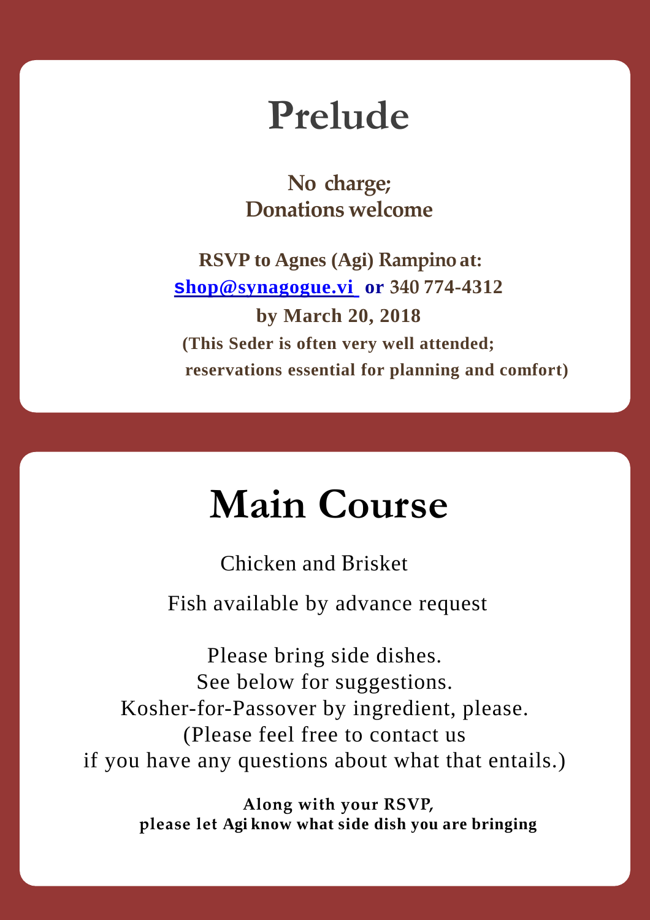# Prelude

**No charge;**
**Donations welcome**

**RSVP to Agnes (Agi) Rampino at:**
**shop@synagogue.vi or 340 774-4312**
**by March 20, 2018**
**(This Seder is often very well attended;**
**reservations essential for planning and comfort)**

# Main Course

Chicken and Brisket

Fish available by advance request

Please bring side dishes.
See below for suggestions.
Kosher-for-Passover by ingredient, please.
(Please feel free to contact us
if you have any questions about what that entails.)

**Along with your RSVP,**
**please let Agi know what side dish you are bringing**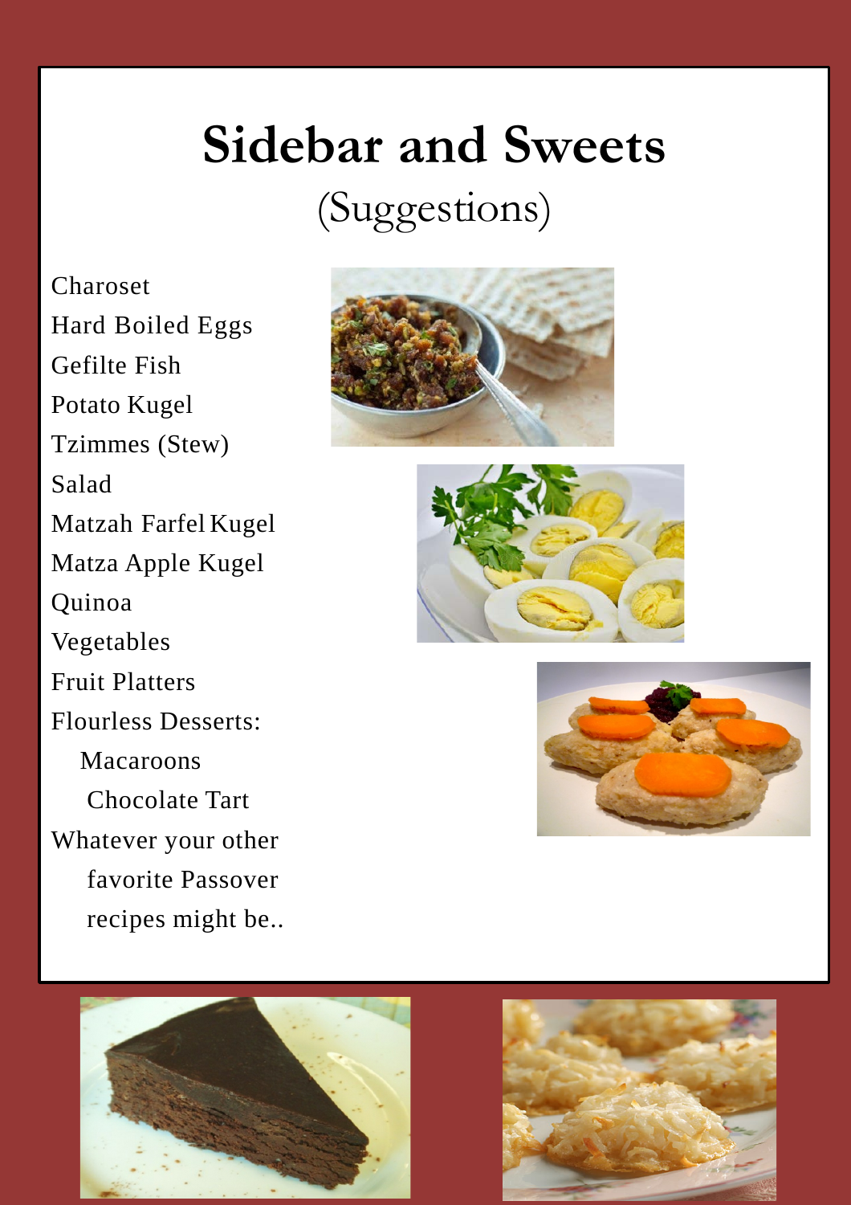# Sidebar and Sweets

(Suggestions)

- Charoset
- Hard Boiled Eggs
- Gefilte Fish
- Potato Kugel
- Tzimmes (Stew)
- Salad
- Matzah Farfel Kugel
- Matza Apple Kugel
- Quinoa
- Vegetables
- Fruit Platters
- Flourless Desserts:
  - Macaroons
  - Chocolate Tart
- Whatever your other favorite Passover recipes might be..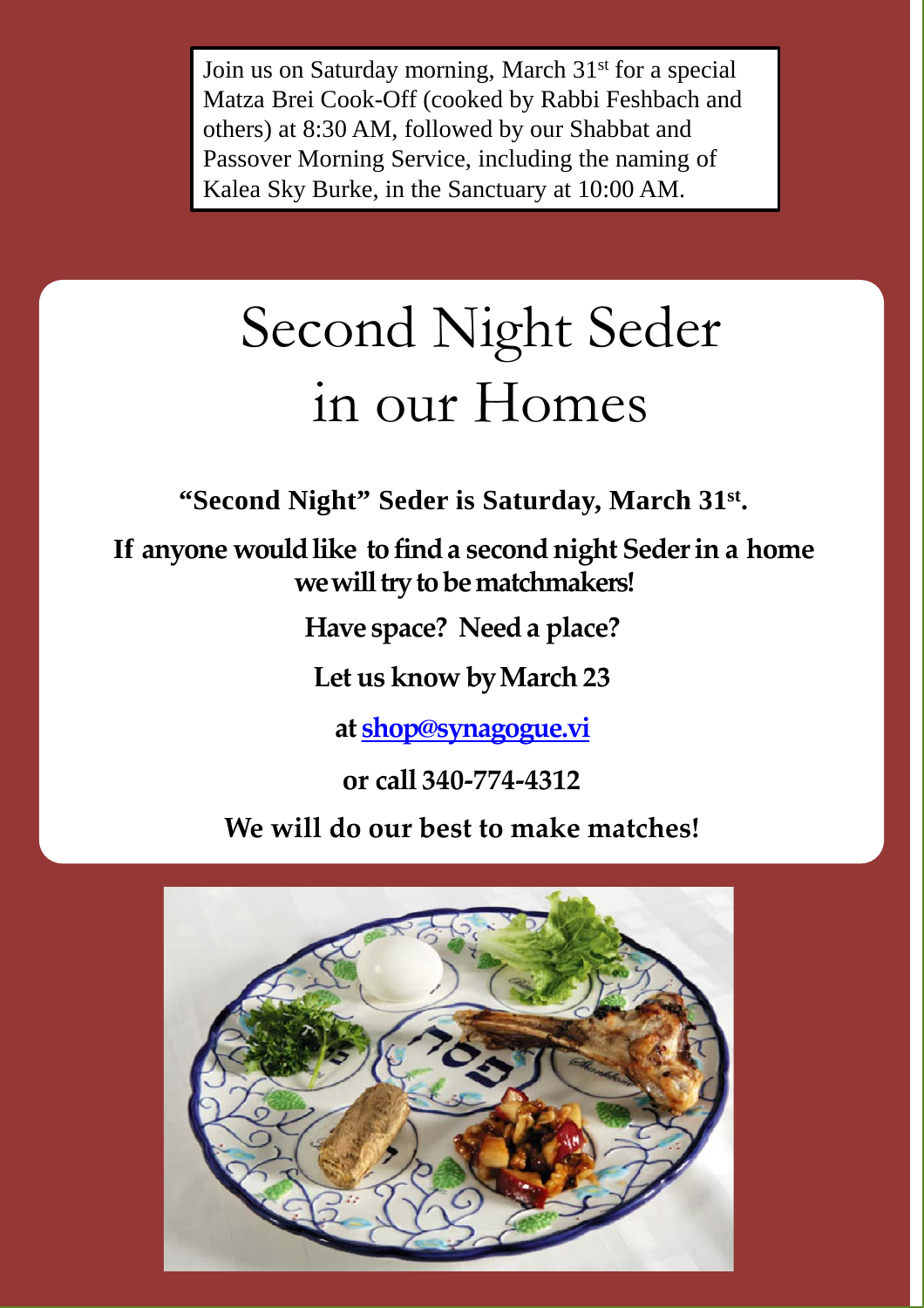Join us on Saturday morning, March 31st for a special Matza Brei Cook-Off (cooked by Rabbi Feshbach and others) at 8:30 AM, followed by our Shabbat and Passover Morning Service, including the naming of Kalea Sky Burke, in the Sanctuary at 10:00 AM.

# Second Night Seder in our Homes

**"Second Night" Seder is Saturday, March 31st.**

**If anyone would like to find a second night Seder in a home we will try to be matchmakers!**

**Have space? Need a place?**

**Let us know by March 23**

**at shop@synagogue.vi**

**or call 340-774-4312**

**We will do our best to make matches!**